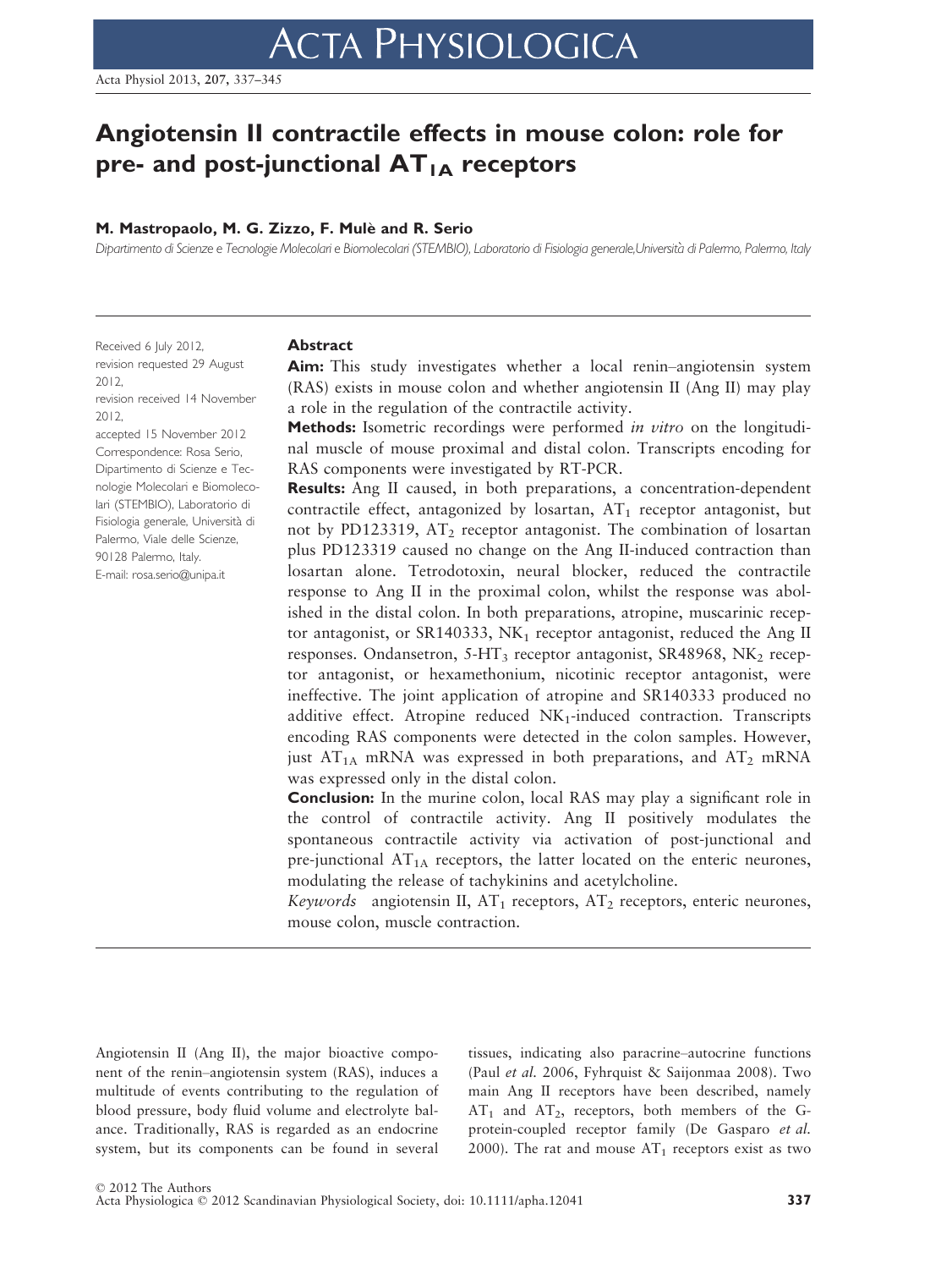# Angiotensin II contractile effects in mouse colon: role for pre- and post-junctional $AT_{1A}$ receptors

**M. Mastropaolo, M. G. Zizzo, F. Mulè and R. Serio**

*Dipartimento di Scienze e Tecnologie Molecolari e Biomolecolari (STEMBIO), Laboratorio di Fisiologia generale, Università di Palermo, Palermo, Italy*

Received 6 July 2012, revision requested 29 August 2012, revision received 14 November 2012, accepted 15 November 2012

Correspondence: Rosa Serio, Dipartimento di Scienze e Tecnologie Molecolari e Biomolecolari (STEMBIO), Laboratorio di Fisiologia generale, Università di Palermo, Viale delle Scienze, 90128 Palermo, Italy.
E-mail: rosa.serio@unipa.it

## Abstract

**Aim:** This study investigates whether a local renin–angiotensin system (RAS) exists in mouse colon and whether angiotensin II (Ang II) may play a role in the regulation of the contractile activity.

**Methods:** Isometric recordings were performed *in vitro* on the longitudinal muscle of mouse proximal and distal colon. Transcripts encoding for RAS components were investigated by RT-PCR.

**Results:** Ang II caused, in both preparations, a concentration-dependent contractile effect, antagonized by losartan, $AT_1$ receptor antagonist, but not by PD123319, $AT_2$ receptor antagonist. The combination of losartan plus PD123319 caused no change on the Ang II-induced contraction than losartan alone. Tetrodotoxin, neural blocker, reduced the contractile response to Ang II in the proximal colon, whilst the response was abolished in the distal colon. In both preparations, atropine, muscarinic receptor antagonist, or SR140333, $NK_1$ receptor antagonist, reduced the Ang II responses. Ondansetron, 5-$HT_3$ receptor antagonist, SR48968, $NK_2$ receptor antagonist, or hexamethonium, nicotinic receptor antagonist, were ineffective. The joint application of atropine and SR140333 produced no additive effect. Atropine reduced $NK_1$-induced contraction. Transcripts encoding RAS components were detected in the colon samples. However, just $AT_{1A}$ mRNA was expressed in both preparations, and $AT_2$ mRNA was expressed only in the distal colon.

**Conclusion:** In the murine colon, local RAS may play a significant role in the control of contractile activity. Ang II positively modulates the spontaneous contractile activity via activation of post-junctional and pre-junctional $AT_{1A}$ receptors, the latter located on the enteric neurones, modulating the release of tachykinins and acetylcholine.

*Keywords* angiotensin II, $AT_1$ receptors, $AT_2$ receptors, enteric neurones, mouse colon, muscle contraction.

Angiotensin II (Ang II), the major bioactive component of the renin–angiotensin system (RAS), induces a multitude of events contributing to the regulation of blood pressure, body fluid volume and electrolyte balance. Traditionally, RAS is regarded as an endocrine system, but its components can be found in several tissues, indicating also paracrine–autocrine functions (Paul *et al.* 2006, Fyhrquist & Saijonmaa 2008). Two main Ang II receptors have been described, namely $AT_1$ and $AT_2$, receptors, both members of the G-protein-coupled receptor family (De Gasparo *et al.* 2000). The rat and mouse $AT_1$ receptors exist as two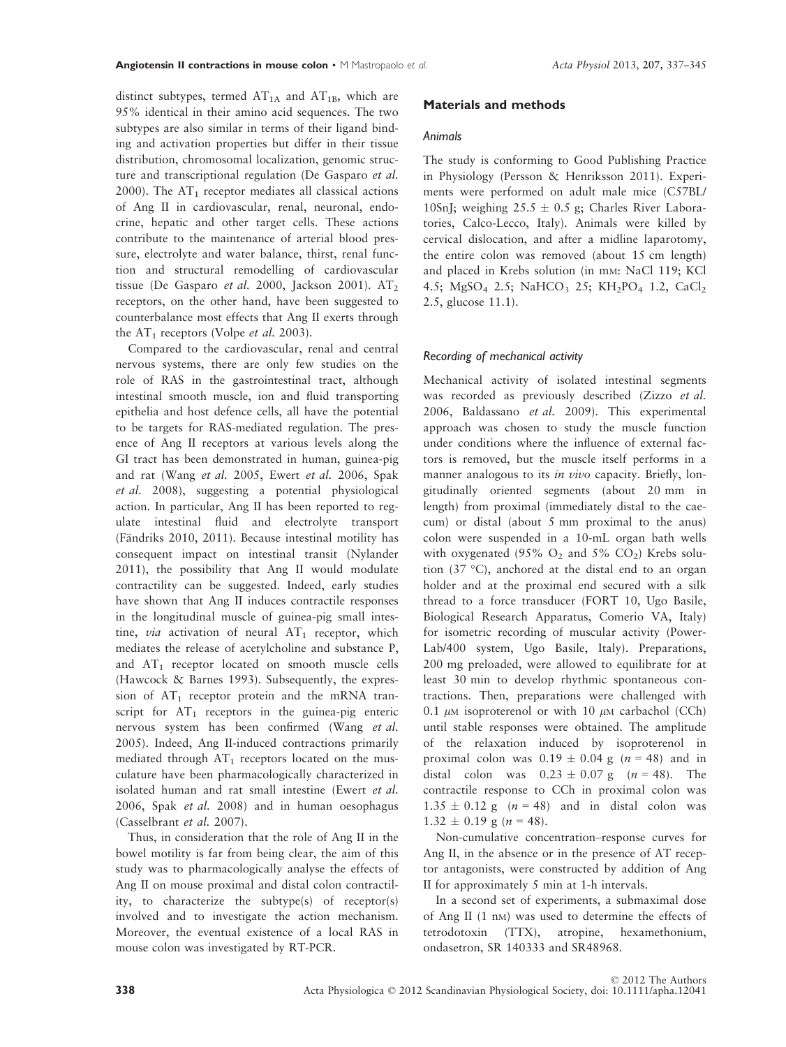distinct subtypes, termed $AT_{1A}$ and $AT_{1B}$, which are 95% identical in their amino acid sequences. The two subtypes are also similar in terms of their ligand binding and activation properties but differ in their tissue distribution, chromosomal localization, genomic structure and transcriptional regulation (De Gasparo *et al.* 2000). The $AT_1$ receptor mediates all classical actions of Ang II in cardiovascular, renal, neuronal, endocrine, hepatic and other target cells. These actions contribute to the maintenance of arterial blood pressure, electrolyte and water balance, thirst, renal function and structural remodelling of cardiovascular tissue (De Gasparo *et al.* 2000, Jackson 2001). $AT_2$ receptors, on the other hand, have been suggested to counterbalance most effects that Ang II exerts through the $AT_1$ receptors (Volpe *et al.* 2003).

Compared to the cardiovascular, renal and central nervous systems, there are only few studies on the role of RAS in the gastrointestinal tract, although intestinal smooth muscle, ion and fluid transporting epithelia and host defence cells, all have the potential to be targets for RAS-mediated regulation. The presence of Ang II receptors at various levels along the GI tract has been demonstrated in human, guinea-pig and rat (Wang *et al.* 2005, Ewert *et al.* 2006, Spak *et al.* 2008), suggesting a potential physiological action. In particular, Ang II has been reported to regulate intestinal fluid and electrolyte transport (Fändriks 2010, 2011). Because intestinal motility has consequent impact on intestinal transit (Nylander 2011), the possibility that Ang II would modulate contractility can be suggested. Indeed, early studies have shown that Ang II induces contractile responses in the longitudinal muscle of guinea-pig small intestine, *via* activation of neural $AT_1$ receptor, which mediates the release of acetylcholine and substance P, and $AT_1$ receptor located on smooth muscle cells (Hawcock & Barnes 1993). Subsequently, the expression of $AT_1$ receptor protein and the mRNA transcript for $AT_1$ receptors in the guinea-pig enteric nervous system has been confirmed (Wang *et al.* 2005). Indeed, Ang II-induced contractions primarily mediated through $AT_1$ receptors located on the musculature have been pharmacologically characterized in isolated human and rat small intestine (Ewert *et al.* 2006, Spak *et al.* 2008) and in human oesophagus (Casselbrant *et al.* 2007).

Thus, in consideration that the role of Ang II in the bowel motility is far from being clear, the aim of this study was to pharmacologically analyse the effects of Ang II on mouse proximal and distal colon contractility, to characterize the subtype(s) of receptor(s) involved and to investigate the action mechanism. Moreover, the eventual existence of a local RAS in mouse colon was investigated by RT-PCR.

## Materials and methods

### Animals

The study is conforming to Good Publishing Practice in Physiology (Persson & Henriksson 2011). Experiments were performed on adult male mice (C57BL/10SnJ; weighing $25.5 \pm 0.5$ g; Charles River Laboratories, Calco-Lecco, Italy). Animals were killed by cervical dislocation, and after a midline laparotomy, the entire colon was removed (about 15 cm length) and placed in Krebs solution (in mM: NaCl 119; KCl 4.5; $MgSO_4$ 2.5; $NaHCO_3$ 25; $KH_2PO_4$ 1.2, $CaCl_2$ 2.5, glucose 11.1).

### Recording of mechanical activity

Mechanical activity of isolated intestinal segments was recorded as previously described (Zizzo *et al.* 2006, Baldassano *et al.* 2009). This experimental approach was chosen to study the muscle function under conditions where the influence of external factors is removed, but the muscle itself performs in a manner analogous to its *in vivo* capacity. Briefly, longitudinally oriented segments (about 20 mm in length) from proximal (immediately distal to the caecum) or distal (about 5 mm proximal to the anus) colon were suspended in a 10-mL organ bath wells with oxygenated (95% $O_2$ and 5% $CO_2$) Krebs solution (37 °C), anchored at the distal end to an organ holder and at the proximal end secured with a silk thread to a force transducer (FORT 10, Ugo Basile, Biological Research Apparatus, Comerio VA, Italy) for isometric recording of muscular activity (PowerLab/400 system, Ugo Basile, Italy). Preparations, 200 mg preloaded, were allowed to equilibrate for at least 30 min to develop rhythmic spontaneous contractions. Then, preparations were challenged with 0.1 $\mu$M isoproterenol or with 10 $\mu$M carbachol (CCh) until stable responses were obtained. The amplitude of the relaxation induced by isoproterenol in proximal colon was $0.19 \pm 0.04$ g ($n = 48$) and in distal colon was $0.23 \pm 0.07$ g ($n = 48$). The contractile response to CCh in proximal colon was $1.35 \pm 0.12$ g ($n = 48$) and in distal colon was $1.32 \pm 0.19$ g ($n = 48$).

Non-cumulative concentration–response curves for Ang II, in the absence or in the presence of AT receptor antagonists, were constructed by addition of Ang II for approximately 5 min at 1-h intervals.

In a second set of experiments, a submaximal dose of Ang II (1 nM) was used to determine the effects of tetrodotoxin (TTX), atropine, hexamethonium, ondasetron, SR 140333 and SR48968.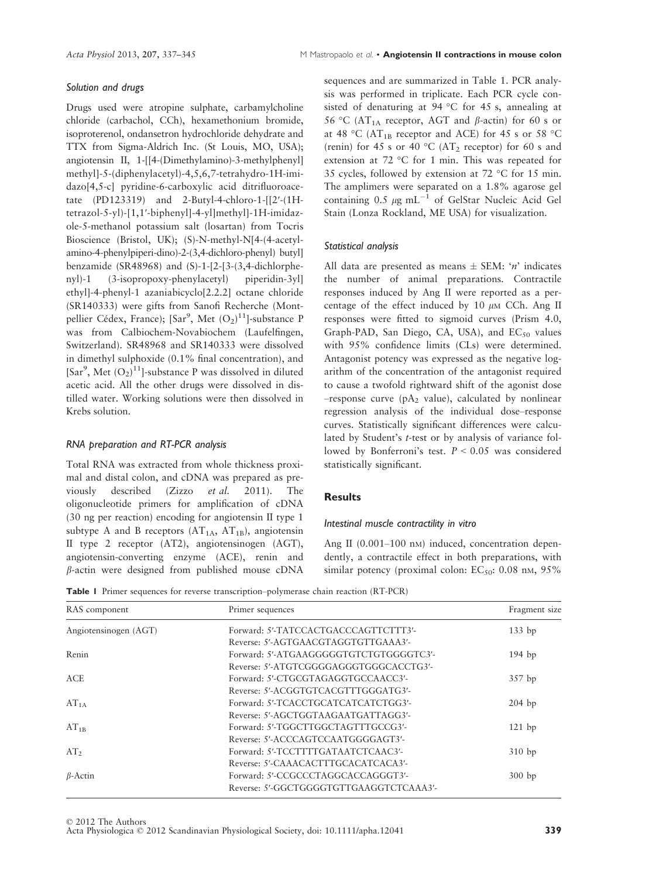### Solution and drugs

Drugs used were atropine sulphate, carbamylcholine chloride (carbachol, CCh), hexamethonium bromide, isoproterenol, ondansetron hydrochloride dehydrate and TTX from Sigma-Aldrich Inc. (St Louis, MO, USA); angiotensin II, 1-[[4-(Dimethylamino)-3-methylphenyl] methyl]-5-(diphenylacetyl)-4,5,6,7-tetrahydro-1H-imidazo[4,5-c] pyridine-6-carboxylic acid ditrifluoroacetate (PD123319) and 2-Butyl-4-chloro-1-[[2′-(1H-tetrazol-5-yl)-[1,1′-biphenyl]-4-yl]methyl]-1H-imidazole-5-methanol potassium salt (losartan) from Tocris Bioscience (Bristol, UK); (S)-N-methyl-N[4-(4-acetylamino-4-phenylpiperi-dino)-2-(3,4-dichloro-phenyl) butyl] benzamide (SR48968) and (S)-1-[2-[3-(3,4-dichlorophenyl)-1 (3-isopropoxy-phenylacetyl) piperidin-3yl] ethyl]-4-phenyl-1 azaniabicyclo[2.2.2] octane chloride (SR140333) were gifts from Sanofi Recherche (Montpellier Cédex, France); [$Sar^9$, Met $(O_2)^{11}$]-substance P was from Calbiochem-Novabiochem (Laufelfingen, Switzerland). SR48968 and SR140333 were dissolved in dimethyl sulphoxide (0.1% final concentration), and [$Sar^9$, Met $(O_2)^{11}$]-substance P was dissolved in diluted acetic acid. All the other drugs were dissolved in distilled water. Working solutions were then dissolved in Krebs solution.

### RNA preparation and RT-PCR analysis

Total RNA was extracted from whole thickness proximal and distal colon, and cDNA was prepared as previously described (Zizzo *et al.* 2011). The oligonucleotide primers for amplification of cDNA (30 ng per reaction) encoding for angiotensin II type 1 subtype A and B receptors ($AT_{1A}$, $AT_{1B}$), angiotensin II type 2 receptor (AT2), angiotensinogen (AGT), angiotensin-converting enzyme (ACE), renin and $\beta$-actin were designed from published mouse cDNA sequences and are summarized in Table 1. PCR analysis was performed in triplicate. Each PCR cycle consisted of denaturing at 94 °C for 45 s, annealing at 56 °C ($AT_{1A}$ receptor, AGT and $\beta$-actin) for 60 s or at 48 °C ($AT_{1B}$ receptor and ACE) for 45 s or 58 °C (renin) for 45 s or 40 °C ($AT_2$ receptor) for 60 s and extension at 72 °C for 1 min. This was repeated for 35 cycles, followed by extension at 72 °C for 15 min. The amplimers were separated on a 1.8% agarose gel containing 0.5 $\mu$g mL$^{-1}$ of GelStar Nucleic Acid Gel Stain (Lonza Rockland, ME USA) for visualization.

### Statistical analysis

All data are presented as means ± SEM: '*n*' indicates the number of animal preparations. Contractile responses induced by Ang II were reported as a percentage of the effect induced by 10 $\mu$M CCh. Ang II responses were fitted to sigmoid curves (Prism 4.0, Graph-PAD, San Diego, CA, USA), and $EC_{50}$ values with 95% confidence limits (CLs) were determined. Antagonist potency was expressed as the negative logarithm of the concentration of the antagonist required to cause a twofold rightward shift of the agonist dose–response curve ($pA_2$ value), calculated by nonlinear regression analysis of the individual dose–response curves. Statistically significant differences were calculated by Student's *t*-test or by analysis of variance followed by Bonferroni's test. $P < 0.05$ was considered statistically significant.

## Results

### Intestinal muscle contractility in vitro

Ang II (0.001–100 nM) induced, concentration dependently, a contractile effect in both preparations, with similar potency (proximal colon: $EC_{50}$: 0.08 nM, 95%

**Table 1** Primer sequences for reverse transcription–polymerase chain reaction (RT-PCR)

| RAS component | Primer sequences | Fragment size |
|---|---|---|
| Angiotensinogen (AGT) | Forward: 5′-TATCCACTGACCCAGTTCTTT3′-<br>Reverse: 5′-AGTGAACGTAGGTGTTGAAA3′- | 133 bp |
| Renin | Forward: 5′-ATGAAGGGGGTGTCTGTGGGGTC3′-<br>Reverse: 5′-ATGTCGGGGAGGGTGGGCACCTG3′- | 194 bp |
| ACE | Forward: 5′-CTGCGTAGAGGTGCCAACC3′-<br>Reverse: 5′-ACGGTGTCACGTTTGGGATG3′- | 357 bp |
| $AT_{1A}$ | Forward: 5′-TCACCTGCATCATCATCTGG3′-<br>Reverse: 5′-AGCTGGTAAGAATGATTAGG3′- | 204 bp |
| $AT_{1B}$ | Forward: 5′-TGGCTTGGCTAGTTTGCCG3′-<br>Reverse: 5′-ACCCAGTCCAATGGGGAGT3′- | 121 bp |
| $AT_2$ | Forward: 5′-TCCTTTTGATAATCTCAAC3′-<br>Reverse: 5′-CAAACACTTTGCACATCACA3′- | 310 bp |
| $\beta$-Actin | Forward: 5′-CCGCCCTAGGCACCAGGGT3′-<br>Reverse: 5′-GGCTGGGGTGTTGAAGGTCTCAAA3′- | 300 bp |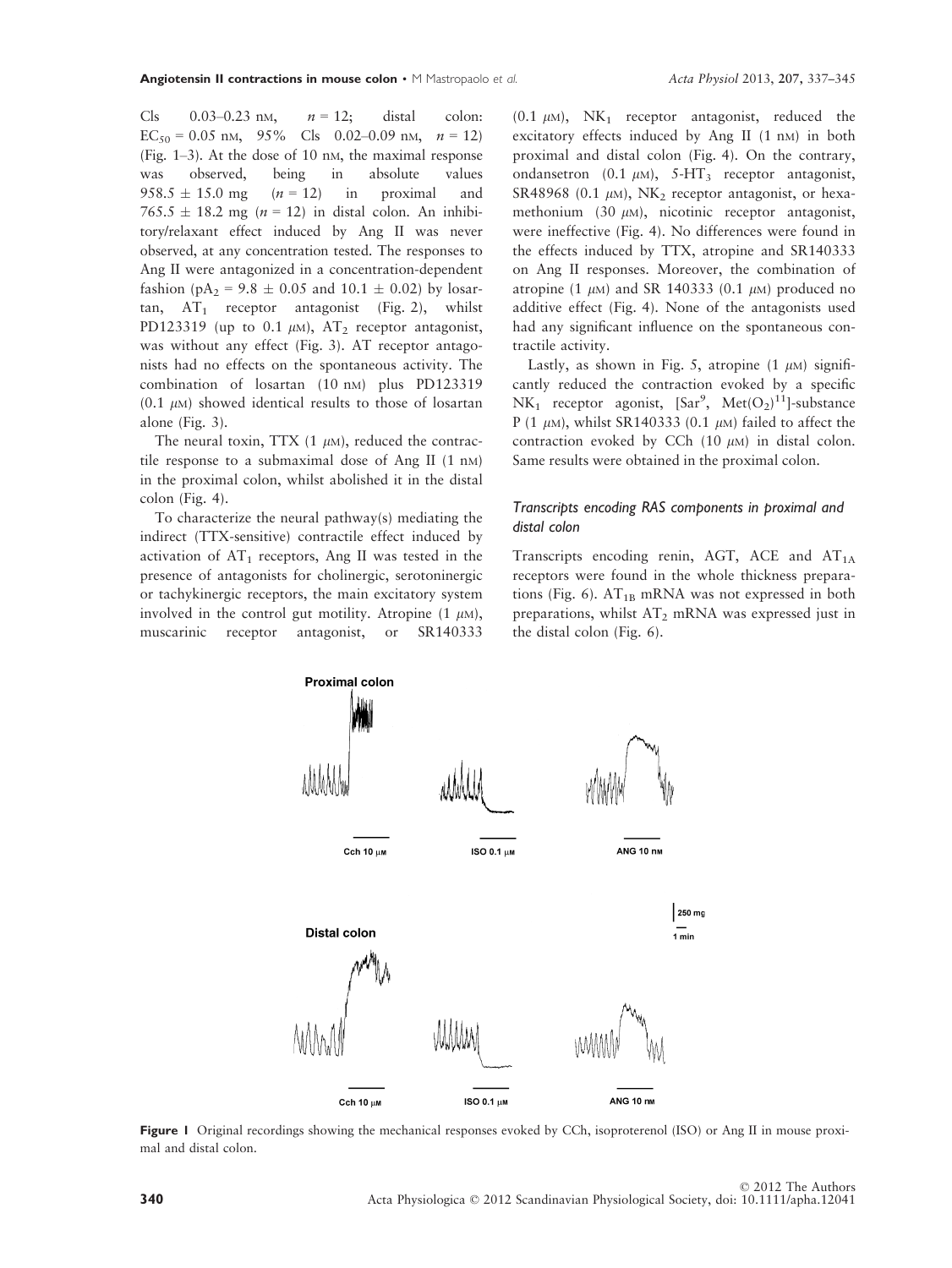CIs 0.03–0.23 nM, $n = 12$; distal colon: $EC_{50} = 0.05$ nM, 95% CIs 0.02–0.09 nM, $n = 12$) (Fig. 1–3). At the dose of 10 nM, the maximal response was observed, being in absolute values $958.5 \pm 15.0$ mg ($n = 12$) in proximal and $765.5 \pm 18.2$ mg ($n = 12$) in distal colon. An inhibitory/relaxant effect induced by Ang II was never observed, at any concentration tested. The responses to Ang II were antagonized in a concentration-dependent fashion ($pA_2 = 9.8 \pm 0.05$ and $10.1 \pm 0.02$) by losartan, $AT_1$ receptor antagonist (Fig. 2), whilst PD123319 (up to 0.1 $\mu$M), $AT_2$ receptor antagonist, was without any effect (Fig. 3). AT receptor antagonists had no effects on the spontaneous activity. The combination of losartan (10 nM) plus PD123319 (0.1 $\mu$M) showed identical results to those of losartan alone (Fig. 3).

The neural toxin, TTX (1 $\mu$M), reduced the contractile response to a submaximal dose of Ang II (1 nM) in the proximal colon, whilst abolished it in the distal colon (Fig. 4).

To characterize the neural pathway(s) mediating the indirect (TTX-sensitive) contractile effect induced by activation of $AT_1$ receptors, Ang II was tested in the presence of antagonists for cholinergic, serotoninergic or tachykinergic receptors, the main excitatory system involved in the control gut motility. Atropine (1 $\mu$M), muscarinic receptor antagonist, or SR140333 (0.1 $\mu$M), $NK_1$ receptor antagonist, reduced the excitatory effects induced by Ang II (1 nM) in both proximal and distal colon (Fig. 4). On the contrary, ondansetron (0.1 $\mu$M), $5\text{-}HT_3$ receptor antagonist, SR48968 (0.1 $\mu$M), $NK_2$ receptor antagonist, or hexamethonium (30 $\mu$M), nicotinic receptor antagonist, were ineffective (Fig. 4). No differences were found in the effects induced by TTX, atropine and SR140333 on Ang II responses. Moreover, the combination of atropine (1 $\mu$M) and SR 140333 (0.1 $\mu$M) produced no additive effect (Fig. 4). None of the antagonists used had any significant influence on the spontaneous contractile activity.

Lastly, as shown in Fig. 5, atropine (1 $\mu$M) significantly reduced the contraction evoked by a specific $NK_1$ receptor agonist, $[Sar^9, Met(O_2)^{11}]$-substance P (1 $\mu$M), whilst SR140333 (0.1 $\mu$M) failed to affect the contraction evoked by CCh (10 $\mu$M) in distal colon. Same results were obtained in the proximal colon.

### *Transcripts encoding RAS components in proximal and distal colon*

Transcripts encoding renin, AGT, ACE and $AT_{1A}$ receptors were found in the whole thickness preparations (Fig. 6). $AT_{1B}$ mRNA was not expressed in both preparations, whilst $AT_2$ mRNA was expressed just in the distal colon (Fig. 6).

**Figure 1** Original recordings showing the mechanical responses evoked by CCh, isoproterenol (ISO) or Ang II in mouse proximal and distal colon.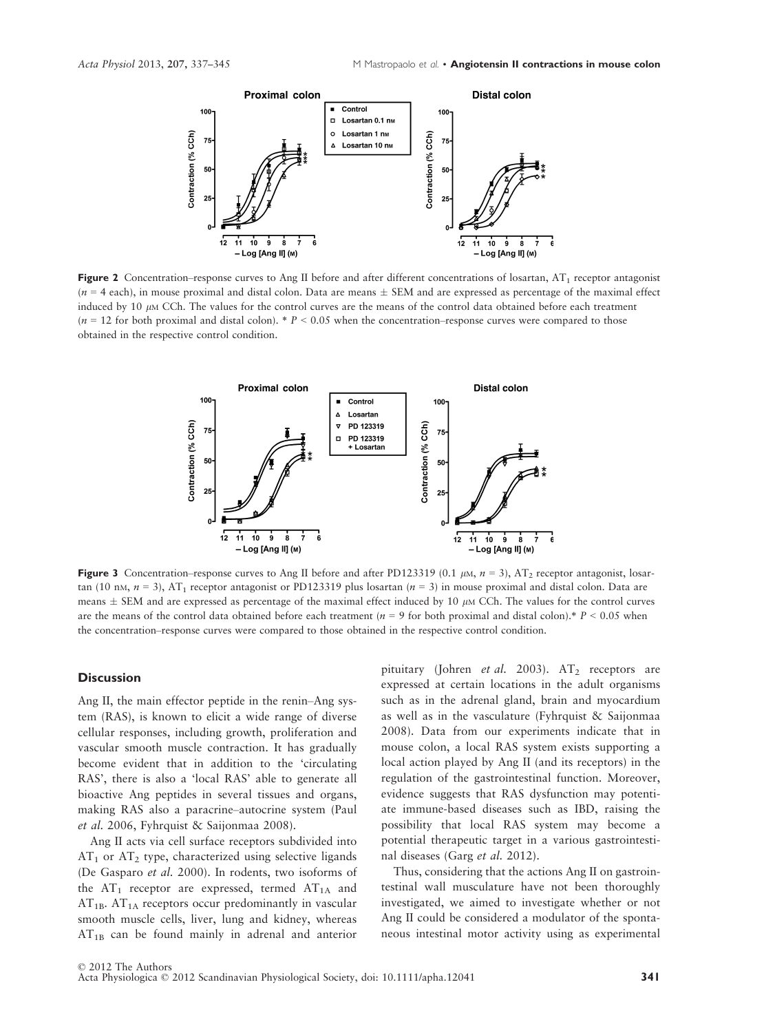**Figure 2** Concentration–response curves to Ang II before and after different concentrations of losartan, $AT_1$ receptor antagonist ($n = 4$ each), in mouse proximal and distal colon. Data are means ± SEM and are expressed as percentage of the maximal effect induced by 10 $\mu$M CCh. The values for the control curves are the means of the control data obtained before each treatment ($n = 12$ for both proximal and distal colon). * $P < 0.05$ when the concentration–response curves were compared to those obtained in the respective control condition.

**Figure 3** Concentration–response curves to Ang II before and after PD123319 (0.1 $\mu$M, $n = 3$), $AT_2$ receptor antagonist, losartan (10 nM, $n = 3$), $AT_1$ receptor antagonist or PD123319 plus losartan ($n = 3$) in mouse proximal and distal colon. Data are means ± SEM and are expressed as percentage of the maximal effect induced by 10 $\mu$M CCh. The values for the control curves are the means of the control data obtained before each treatment ($n = 9$ for both proximal and distal colon).* $P < 0.05$ when the concentration–response curves were compared to those obtained in the respective control condition.

## Discussion

Ang II, the main effector peptide in the renin–Ang system (RAS), is known to elicit a wide range of diverse cellular responses, including growth, proliferation and vascular smooth muscle contraction. It has gradually become evident that in addition to the 'circulating RAS', there is also a 'local RAS' able to generate all bioactive Ang peptides in several tissues and organs, making RAS also a paracrine–autocrine system (Paul *et al.* 2006, Fyhrquist & Saijonmaa 2008).

Ang II acts via cell surface receptors subdivided into $AT_1$ or $AT_2$ type, characterized using selective ligands (De Gasparo *et al.* 2000). In rodents, two isoforms of the $AT_1$ receptor are expressed, termed $AT_{1A}$ and $AT_{1B}$. $AT_{1A}$ receptors occur predominantly in vascular smooth muscle cells, liver, lung and kidney, whereas $AT_{1B}$ can be found mainly in adrenal and anterior pituitary (Johren *et al.* 2003). $AT_2$ receptors are expressed at certain locations in the adult organisms such as in the adrenal gland, brain and myocardium as well as in the vasculature (Fyhrquist & Saijonmaa 2008). Data from our experiments indicate that in mouse colon, a local RAS system exists supporting a local action played by Ang II (and its receptors) in the regulation of the gastrointestinal function. Moreover, evidence suggests that RAS dysfunction may potentiate immune-based diseases such as IBD, raising the possibility that local RAS system may become a potential therapeutic target in a various gastrointestinal diseases (Garg *et al.* 2012).

Thus, considering that the actions Ang II on gastrointestinal wall musculature have not been thoroughly investigated, we aimed to investigate whether or not Ang II could be considered a modulator of the spontaneous intestinal motor activity using as experimental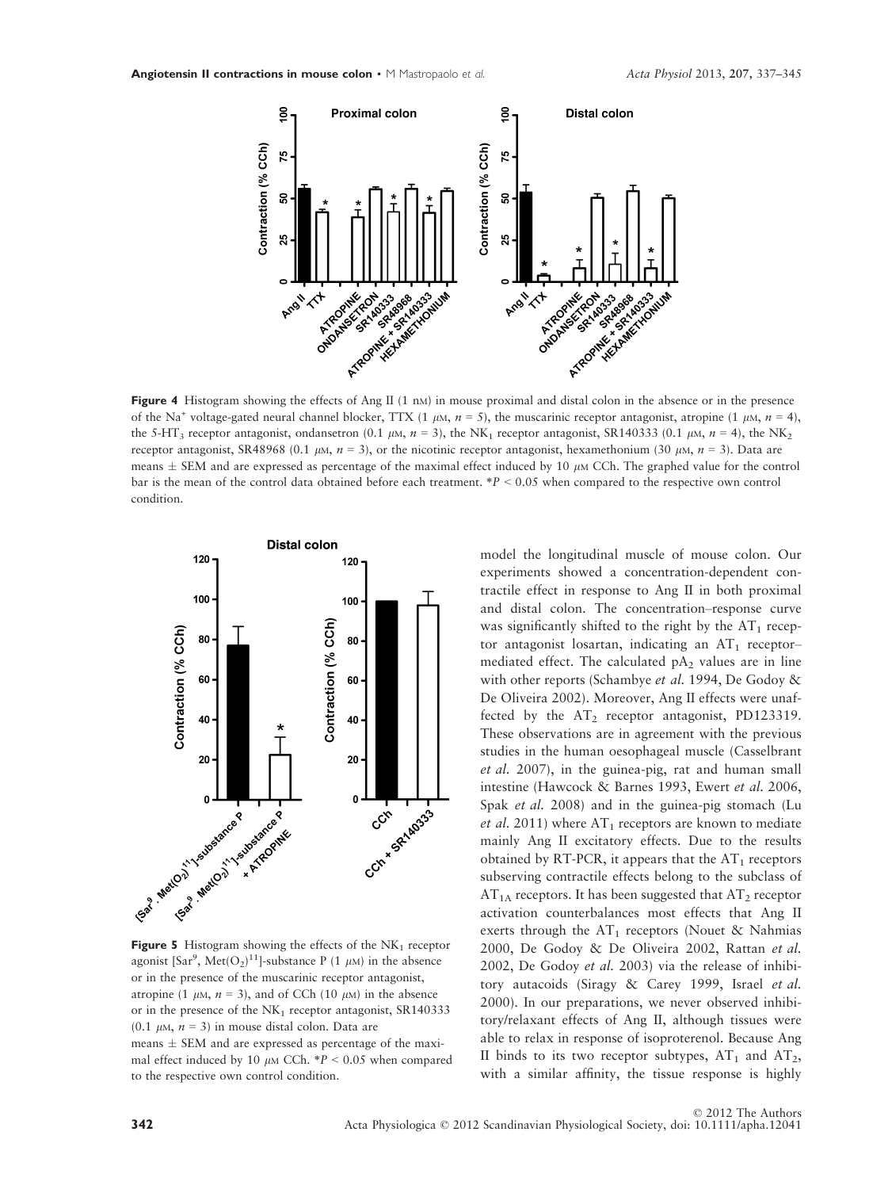**Figure 4** Histogram showing the effects of Ang II (1 nM) in mouse proximal and distal colon in the absence or in the presence of the $Na^+$ voltage-gated neural channel blocker, TTX (1 $\mu$M, $n = 5$), the muscarinic receptor antagonist, atropine (1 $\mu$M, $n = 4$), the 5-$HT_3$ receptor antagonist, ondansetron (0.1 $\mu$M, $n = 3$), the $NK_1$ receptor antagonist, SR140333 (0.1 $\mu$M, $n = 4$), the $NK_2$ receptor antagonist, SR48968 (0.1 $\mu$M, $n = 3$), or the nicotinic receptor antagonist, hexamethonium (30 $\mu$M, $n = 3$). Data are means ± SEM and are expressed as percentage of the maximal effect induced by 10 $\mu$M CCh. The graphed value for the control bar is the mean of the control data obtained before each treatment. $*P < 0.05$ when compared to the respective own control condition.

**Figure 5** Histogram showing the effects of the $NK_1$ receptor agonist [$Sar^9$, $Met(O_2)^{11}$]-substance P (1 $\mu$M) in the absence or in the presence of the muscarinic receptor antagonist, atropine (1 $\mu$M, $n = 3$), and of CCh (10 $\mu$M) in the absence or in the presence of the $NK_1$ receptor antagonist, SR140333 (0.1 $\mu$M, $n = 3$) in mouse distal colon. Data are means ± SEM and are expressed as percentage of the maximal effect induced by 10 $\mu$M CCh. $*P < 0.05$ when compared to the respective own control condition.

model the longitudinal muscle of mouse colon. Our experiments showed a concentration-dependent contractile effect in response to Ang II in both proximal and distal colon. The concentration–response curve was significantly shifted to the right by the $AT_1$ receptor antagonist losartan, indicating an $AT_1$ receptor–mediated effect. The calculated $pA_2$ values are in line with other reports (Schambye *et al.* 1994, De Godoy & De Oliveira 2002). Moreover, Ang II effects were unaffected by the $AT_2$ receptor antagonist, PD123319. These observations are in agreement with the previous studies in the human oesophageal muscle (Casselbrant *et al.* 2007), in the guinea-pig, rat and human small intestine (Hawcock & Barnes 1993, Ewert *et al.* 2006, Spak *et al.* 2008) and in the guinea-pig stomach (Lu *et al.* 2011) where $AT_1$ receptors are known to mediate mainly Ang II excitatory effects. Due to the results obtained by RT-PCR, it appears that the $AT_1$ receptors subserving contractile effects belong to the subclass of $AT_{1A}$ receptors. It has been suggested that $AT_2$ receptor activation counterbalances most effects that Ang II exerts through the $AT_1$ receptors (Nouet & Nahmias 2000, De Godoy & De Oliveira 2002, Rattan *et al.* 2002, De Godoy *et al.* 2003) via the release of inhibitory autacoids (Siragy & Carey 1999, Israel *et al.* 2000). In our preparations, we never observed inhibitory/relaxant effects of Ang II, although tissues were able to relax in response of isoproterenol. Because Ang II binds to its two receptor subtypes, $AT_1$ and $AT_2$, with a similar affinity, the tissue response is highly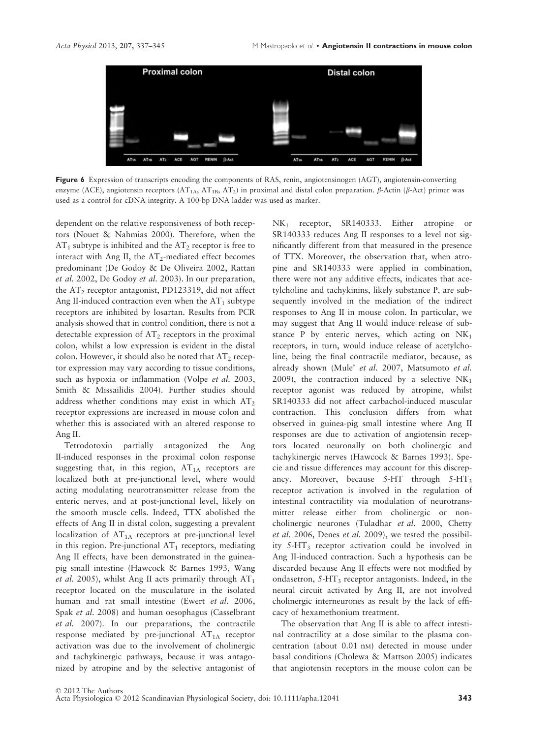**Figure 6** Expression of transcripts encoding the components of RAS, renin, angiotensinogen (AGT), angiotensin-converting enzyme (ACE), angiotensin receptors ($AT_{1A}$, $AT_{1B}$, $AT_2$) in proximal and distal colon preparation. β-Actin (β-Act) primer was used as a control for cDNA integrity. A 100-bp DNA ladder was used as marker.

dependent on the relative responsiveness of both receptors (Nouet & Nahmias 2000). Therefore, when the $AT_1$ subtype is inhibited and the $AT_2$ receptor is free to interact with Ang II, the $AT_2$-mediated effect becomes predominant (De Godoy & De Oliveira 2002, Rattan *et al.* 2002, De Godoy *et al.* 2003). In our preparation, the $AT_2$ receptor antagonist, PD123319, did not affect Ang II-induced contraction even when the $AT_1$ subtype receptors are inhibited by losartan. Results from PCR analysis showed that in control condition, there is not a detectable expression of $AT_2$ receptors in the proximal colon, whilst a low expression is evident in the distal colon. However, it should also be noted that $AT_2$ receptor expression may vary according to tissue conditions, such as hypoxia or inflammation (Volpe *et al.* 2003, Smith & Missailidis 2004). Further studies should address whether conditions may exist in which $AT_2$ receptor expressions are increased in mouse colon and whether this is associated with an altered response to Ang II.

Tetrodotoxin partially antagonized the Ang II-induced responses in the proximal colon response suggesting that, in this region, $AT_{1A}$ receptors are localized both at pre-junctional level, where would acting modulating neurotransmitter release from the enteric nerves, and at post-junctional level, likely on the smooth muscle cells. Indeed, TTX abolished the effects of Ang II in distal colon, suggesting a prevalent localization of $AT_{1A}$ receptors at pre-junctional level in this region. Pre-junctional $AT_1$ receptors, mediating Ang II effects, have been demonstrated in the guinea-pig small intestine (Hawcock & Barnes 1993, Wang *et al.* 2005), whilst Ang II acts primarily through $AT_1$ receptor located on the musculature in the isolated human and rat small intestine (Ewert *et al.* 2006, Spak *et al.* 2008) and human oesophagus (Casselbrant *et al.* 2007). In our preparations, the contractile response mediated by pre-junctional $AT_{1A}$ receptor activation was due to the involvement of cholinergic and tachykinergic pathways, because it was antagonized by atropine and by the selective antagonist of $NK_1$ receptor, SR140333. Either atropine or SR140333 reduces Ang II responses to a level not significantly different from that measured in the presence of TTX. Moreover, the observation that, when atropine and SR140333 were applied in combination, there were not any additive effects, indicates that acetylcholine and tachykinins, likely substance P, are subsequently involved in the mediation of the indirect responses to Ang II in mouse colon. In particular, we may suggest that Ang II would induce release of substance P by enteric nerves, which acting on $NK_1$ receptors, in turn, would induce release of acetylcholine, being the final contractile mediator, because, as already shown (Mule' *et al.* 2007, Matsumoto *et al.* 2009), the contraction induced by a selective $NK_1$ receptor agonist was reduced by atropine, whilst SR140333 did not affect carbachol-induced muscular contraction. This conclusion differs from what observed in guinea-pig small intestine where Ang II responses are due to activation of angiotensin receptors located neuronally on both cholinergic and tachykinergic nerves (Hawcock & Barnes 1993). Specie and tissue differences may account for this discrepancy. Moreover, because 5-HT through $5\text{-}HT_3$ receptor activation is involved in the regulation of intestinal contractility via modulation of neurotransmitter release either from cholinergic or non-cholinergic neurones (Tuladhar *et al.* 2000, Chetty *et al.* 2006, Denes *et al.* 2009), we tested the possibility $5\text{-}HT_3$ receptor activation could be involved in Ang II-induced contraction. Such a hypothesis can be discarded because Ang II effects were not modified by ondasetron, $5\text{-}HT_3$ receptor antagonists. Indeed, in the neural circuit activated by Ang II, are not involved cholinergic interneurones as result by the lack of efficacy of hexamethonium treatment.

The observation that Ang II is able to affect intestinal contractility at a dose similar to the plasma concentration (about 0.01 nM) detected in mouse under basal conditions (Cholewa & Mattson 2005) indicates that angiotensin receptors in the mouse colon can be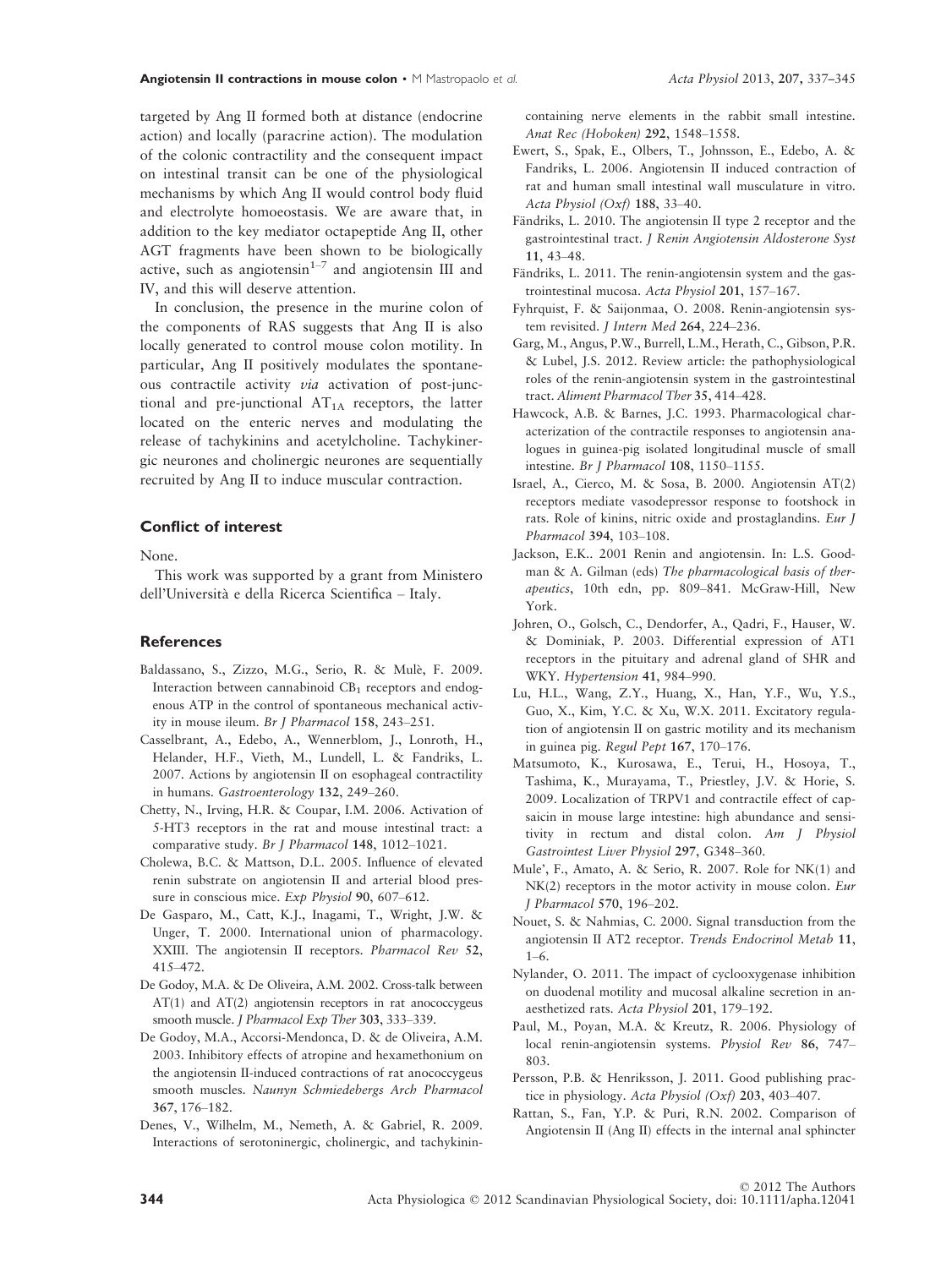targeted by Ang II formed both at distance (endocrine action) and locally (paracrine action). The modulation of the colonic contractility and the consequent impact on intestinal transit can be one of the physiological mechanisms by which Ang II would control body fluid and electrolyte homoeostasis. We are aware that, in addition to the key mediator octapeptide Ang II, other AGT fragments have been shown to be biologically active, such as angiotensin$^{1-7}$ and angiotensin III and IV, and this will deserve attention.

In conclusion, the presence in the murine colon of the components of RAS suggests that Ang II is also locally generated to control mouse colon motility. In particular, Ang II positively modulates the spontaneous contractile activity *via* activation of post-junctional and pre-junctional $AT_{1A}$ receptors, the latter located on the enteric nerves and modulating the release of tachykinins and acetylcholine. Tachykinergic neurones and cholinergic neurones are sequentially recruited by Ang II to induce muscular contraction.

## Conflict of interest

None.

This work was supported by a grant from Ministero dell'Università e della Ricerca Scientifica – Italy.

## References

Baldassano, S., Zizzo, M.G., Serio, R. & Mulè, F. 2009. Interaction between cannabinoid $CB_1$ receptors and endogenous ATP in the control of spontaneous mechanical activity in mouse ileum. *Br J Pharmacol* **158**, 243–251.

Casselbrant, A., Edebo, A., Wennerblom, J., Lonroth, H., Helander, H.F., Vieth, M., Lundell, L. & Fandriks, L. 2007. Actions by angiotensin II on esophageal contractility in humans. *Gastroenterology* **132**, 249–260.

Chetty, N., Irving, H.R. & Coupar, I.M. 2006. Activation of 5-HT3 receptors in the rat and mouse intestinal tract: a comparative study. *Br J Pharmacol* **148**, 1012–1021.

Cholewa, B.C. & Mattson, D.L. 2005. Influence of elevated renin substrate on angiotensin II and arterial blood pressure in conscious mice. *Exp Physiol* **90**, 607–612.

De Gasparo, M., Catt, K.J., Inagami, T., Wright, J.W. & Unger, T. 2000. International union of pharmacology. XXIII. The angiotensin II receptors. *Pharmacol Rev* **52**, 415–472.

De Godoy, M.A. & De Oliveira, A.M. 2002. Cross-talk between AT(1) and AT(2) angiotensin receptors in rat anococcygeus smooth muscle. *J Pharmacol Exp Ther* **303**, 333–339.

De Godoy, M.A., Accorsi-Mendonca, D. & de Oliveira, A.M. 2003. Inhibitory effects of atropine and hexamethonium on the angiotensin II-induced contractions of rat anococcygeus smooth muscles. *Naunyn Schmiedebergs Arch Pharmacol* **367**, 176–182.

Denes, V., Wilhelm, M., Nemeth, A. & Gabriel, R. 2009. Interactions of serotoninergic, cholinergic, and tachykinin-containing nerve elements in the rabbit small intestine. *Anat Rec (Hoboken)* **292**, 1548–1558.

Ewert, S., Spak, E., Olbers, T., Johnsson, E., Edebo, A. & Fandriks, L. 2006. Angiotensin II induced contraction of rat and human small intestinal wall musculature in vitro. *Acta Physiol (Oxf)* **188**, 33–40.

Fändriks, L. 2010. The angiotensin II type 2 receptor and the gastrointestinal tract. *J Renin Angiotensin Aldosterone Syst* **11**, 43–48.

Fändriks, L. 2011. The renin-angiotensin system and the gastrointestinal mucosa. *Acta Physiol* **201**, 157–167.

Fyhrquist, F. & Saijonmaa, O. 2008. Renin-angiotensin system revisited. *J Intern Med* **264**, 224–236.

Garg, M., Angus, P.W., Burrell, L.M., Herath, C., Gibson, P.R. & Lubel, J.S. 2012. Review article: the pathophysiological roles of the renin-angiotensin system in the gastrointestinal tract. *Aliment Pharmacol Ther* **35**, 414–428.

Hawcock, A.B. & Barnes, J.C. 1993. Pharmacological characterization of the contractile responses to angiotensin analogues in guinea-pig isolated longitudinal muscle of small intestine. *Br J Pharmacol* **108**, 1150–1155.

Israel, A., Cierco, M. & Sosa, B. 2000. Angiotensin AT(2) receptors mediate vasodepressor response to footshock in rats. Role of kinins, nitric oxide and prostaglandins. *Eur J Pharmacol* **394**, 103–108.

Jackson, E.K.. 2001 Renin and angiotensin. In: L.S. Goodman & A. Gilman (eds) *The pharmacological basis of therapeutics*, 10th edn, pp. 809–841. McGraw-Hill, New York.

Johren, O., Golsch, C., Dendorfer, A., Qadri, F., Hauser, W. & Dominiak, P. 2003. Differential expression of AT1 receptors in the pituitary and adrenal gland of SHR and WKY. *Hypertension* **41**, 984–990.

Lu, H.L., Wang, Z.Y., Huang, X., Han, Y.F., Wu, Y.S., Guo, X., Kim, Y.C. & Xu, W.X. 2011. Excitatory regulation of angiotensin II on gastric motility and its mechanism in guinea pig. *Regul Pept* **167**, 170–176.

Matsumoto, K., Kurosawa, E., Terui, H., Hosoya, T., Tashima, K., Murayama, T., Priestley, J.V. & Horie, S. 2009. Localization of TRPV1 and contractile effect of capsaicin in mouse large intestine: high abundance and sensitivity in rectum and distal colon. *Am J Physiol Gastrointest Liver Physiol* **297**, G348–360.

Mule', F., Amato, A. & Serio, R. 2007. Role for NK(1) and NK(2) receptors in the motor activity in mouse colon. *Eur J Pharmacol* **570**, 196–202.

Nouet, S. & Nahmias, C. 2000. Signal transduction from the angiotensin II AT2 receptor. *Trends Endocrinol Metab* **11**, 1–6.

Nylander, O. 2011. The impact of cyclooxygenase inhibition on duodenal motility and mucosal alkaline secretion in anaesthetized rats. *Acta Physiol* **201**, 179–192.

Paul, M., Poyan, M.A. & Kreutz, R. 2006. Physiology of local renin-angiotensin systems. *Physiol Rev* **86**, 747–803.

Persson, P.B. & Henriksson, J. 2011. Good publishing practice in physiology. *Acta Physiol (Oxf)* **203**, 403–407.

Rattan, S., Fan, Y.P. & Puri, R.N. 2002. Comparison of Angiotensin II (Ang II) effects in the internal anal sphincter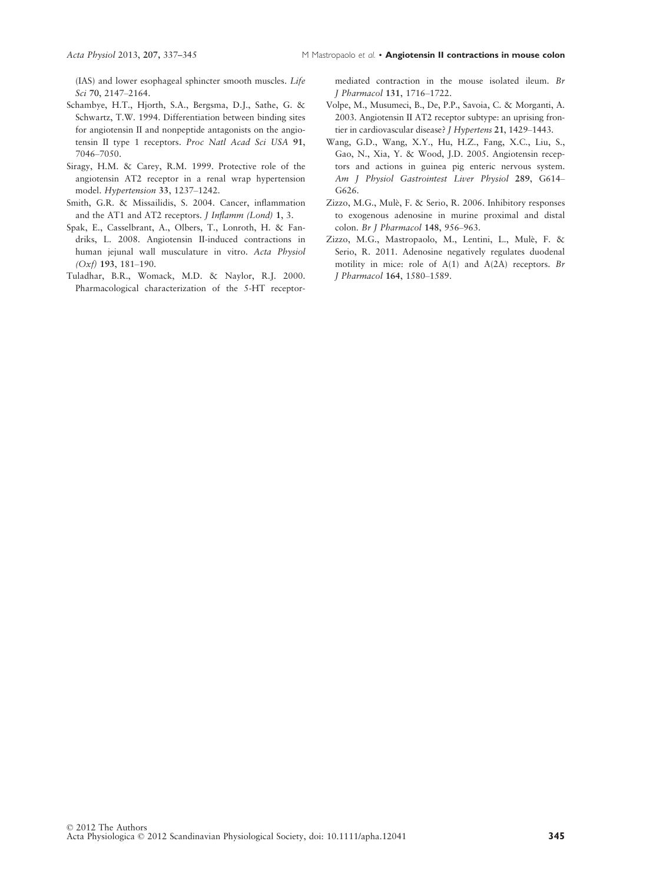(IAS) and lower esophageal sphincter smooth muscles. *Life Sci* **70**, 2147–2164.

Schambye, H.T., Hjorth, S.A., Bergsma, D.J., Sathe, G. & Schwartz, T.W. 1994. Differentiation between binding sites for angiotensin II and nonpeptide antagonists on the angiotensin II type 1 receptors. *Proc Natl Acad Sci USA* **91**, 7046–7050.

Siragy, H.M. & Carey, R.M. 1999. Protective role of the angiotensin AT2 receptor in a renal wrap hypertension model. *Hypertension* **33**, 1237–1242.

Smith, G.R. & Missailidis, S. 2004. Cancer, inflammation and the AT1 and AT2 receptors. *J Inflamm (Lond)* **1**, 3.

Spak, E., Casselbrant, A., Olbers, T., Lonroth, H. & Fandriks, L. 2008. Angiotensin II-induced contractions in human jejunal wall musculature in vitro. *Acta Physiol (Oxf)* **193**, 181–190.

Tuladhar, B.R., Womack, M.D. & Naylor, R.J. 2000. Pharmacological characterization of the 5-HT receptor-mediated contraction in the mouse isolated ileum. *Br J Pharmacol* **131**, 1716–1722.

Volpe, M., Musumeci, B., De, P.P., Savoia, C. & Morganti, A. 2003. Angiotensin II AT2 receptor subtype: an uprising frontier in cardiovascular disease? *J Hypertens* **21**, 1429–1443.

Wang, G.D., Wang, X.Y., Hu, H.Z., Fang, X.C., Liu, S., Gao, N., Xia, Y. & Wood, J.D. 2005. Angiotensin receptors and actions in guinea pig enteric nervous system. *Am J Physiol Gastrointest Liver Physiol* **289**, G614–G626.

Zizzo, M.G., Mulè, F. & Serio, R. 2006. Inhibitory responses to exogenous adenosine in murine proximal and distal colon. *Br J Pharmacol* **148**, 956–963.

Zizzo, M.G., Mastropaolo, M., Lentini, L., Mulè, F. & Serio, R. 2011. Adenosine negatively regulates duodenal motility in mice: role of A(1) and A(2A) receptors. *Br J Pharmacol* **164**, 1580–1589.